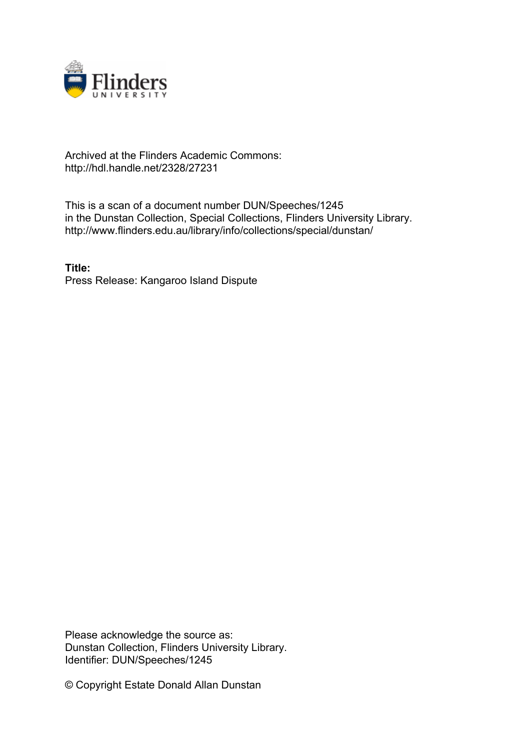Archived at the Flinders Academic Commons:
http://hdl.handle.net/2328/27231

This is a scan of a document number DUN/Speeches/1245
in the Dunstan Collection, Special Collections, Flinders University Library.
http://www.flinders.edu.au/library/info/collections/special/dunstan/

**Title:**
Press Release: Kangaroo Island Dispute

Please acknowledge the source as:
Dunstan Collection, Flinders University Library.
Identifier: DUN/Speeches/1245

© Copyright Estate Donald Allan Dunstan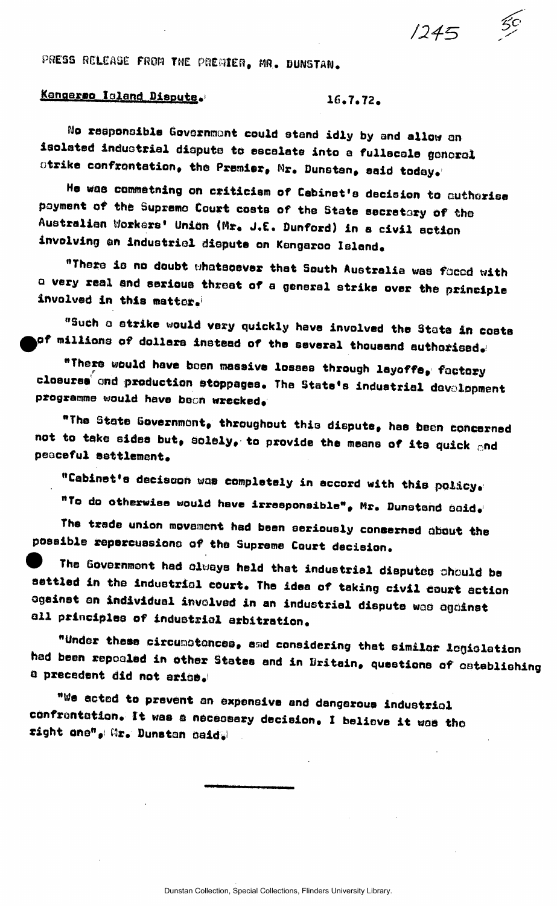1245

PRESS RELEASE FROM THE PREMIER, MR. DUNSTAN.

**Kangaroo Island Dispute.** 16.7.72.

No responsible Government could stand idly by and allow an isolated industrial dispute to escalate into a fullscale general strike confrontation, the Premier, Mr. Dunstan, said today.

He was commetning on criticism of Cabinet's decision to authorise payment of the Supreme Court costs of the State secretary of the Australian Workers' Union (Mr. J.E. Dunford) in a civil action involving an industrial dispute on Kangaroo Island.

"There is no doubt whatsoever that South Australia was faced with a very real and serious threat of a general strike over the principle involved in this matter.

"Such a strike would very quickly have involved the State in costs of millions of dollars instead of the several thousand authorised.

"There would have been massive losses through layoffs, factory closures and production stoppages. The State's industrial development programme would have been wrecked.

"The State Government, throughout this dispute, has been concerned not to take sides but, solely, to provide the means of its quick and peaceful settlement.

"Cabinet's deciscon was completely in accord with this policy.

"To do otherwise would have irresponsible", Mr. Dunstand said.

The trade union movement had been seriously conserned about the possible repercussions of the Supreme Court decision.

The Government had always held that industrial disputes should be settled in the industrial court. The idea of taking civil court action against an individual involved in an industrial dispute was against all principles of industrial arbitration.

"Under these circumstances, and considering that similar legislation had been repealed in other States and in Britain, questions of establishing a precedent did not arise.

"We acted to prevent an expensive and dangerous industrial confrontation. It was a necessary decision. I believe it was the right one", Mr. Dunstan said.